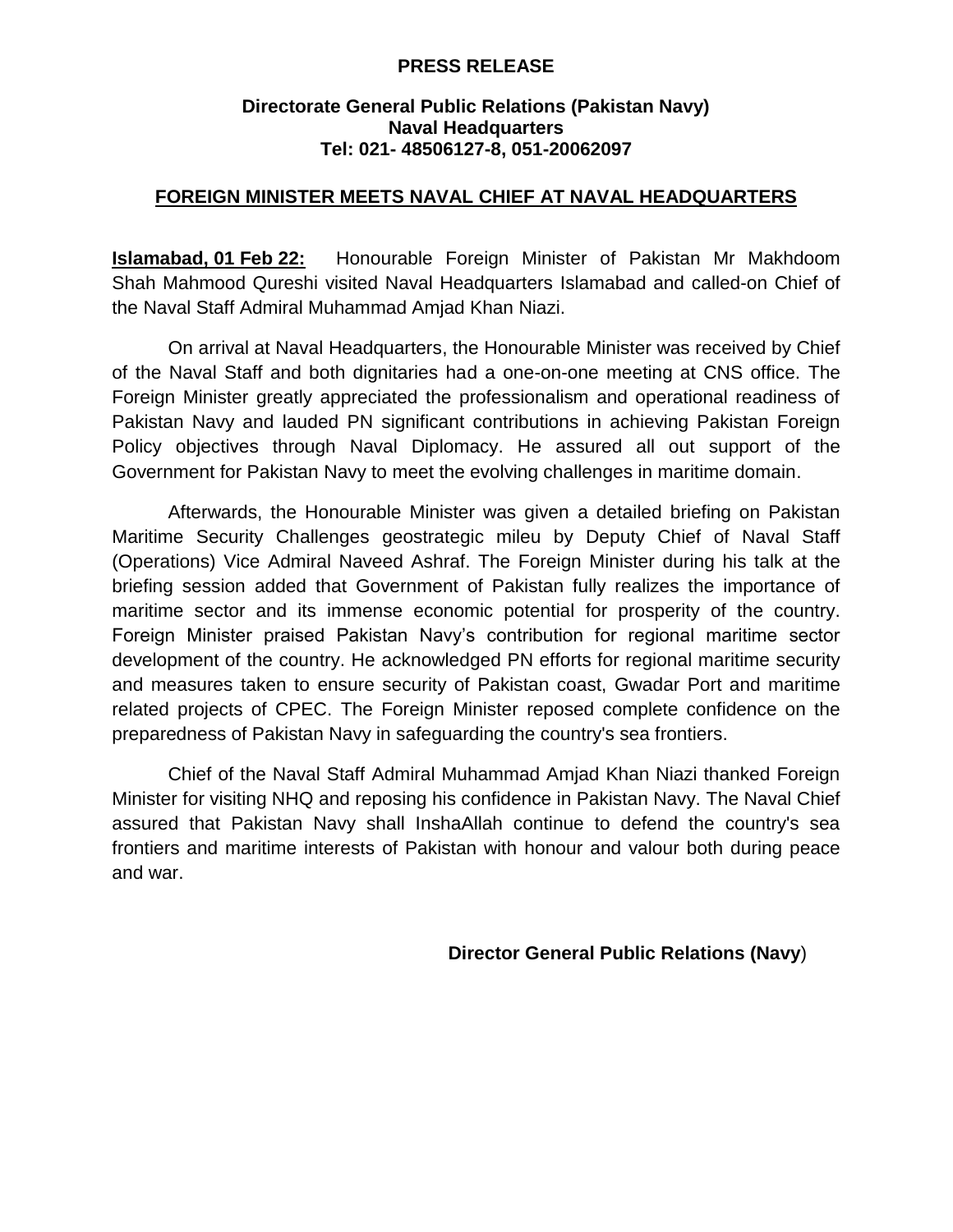**PRESS RELEASE**

**Directorate General Public Relations (Pakistan Navy)**
**Naval Headquarters**
**Tel: 021- 48506127-8, 051-20062097**

## FOREIGN MINISTER MEETS NAVAL CHIEF AT NAVAL HEADQUARTERS

**Islamabad, 01 Feb 22:** Honourable Foreign Minister of Pakistan Mr Makhdoom Shah Mahmood Qureshi visited Naval Headquarters Islamabad and called-on Chief of the Naval Staff Admiral Muhammad Amjad Khan Niazi.

On arrival at Naval Headquarters, the Honourable Minister was received by Chief of the Naval Staff and both dignitaries had a one-on-one meeting at CNS office. The Foreign Minister greatly appreciated the professionalism and operational readiness of Pakistan Navy and lauded PN significant contributions in achieving Pakistan Foreign Policy objectives through Naval Diplomacy. He assured all out support of the Government for Pakistan Navy to meet the evolving challenges in maritime domain.

Afterwards, the Honourable Minister was given a detailed briefing on Pakistan Maritime Security Challenges geostrategic mileu by Deputy Chief of Naval Staff (Operations) Vice Admiral Naveed Ashraf. The Foreign Minister during his talk at the briefing session added that Government of Pakistan fully realizes the importance of maritime sector and its immense economic potential for prosperity of the country. Foreign Minister praised Pakistan Navy's contribution for regional maritime sector development of the country. He acknowledged PN efforts for regional maritime security and measures taken to ensure security of Pakistan coast, Gwadar Port and maritime related projects of CPEC. The Foreign Minister reposed complete confidence on the preparedness of Pakistan Navy in safeguarding the country's sea frontiers.

Chief of the Naval Staff Admiral Muhammad Amjad Khan Niazi thanked Foreign Minister for visiting NHQ and reposing his confidence in Pakistan Navy. The Naval Chief assured that Pakistan Navy shall InshaAllah continue to defend the country's sea frontiers and maritime interests of Pakistan with honour and valour both during peace and war.

**Director General Public Relations (Navy)**